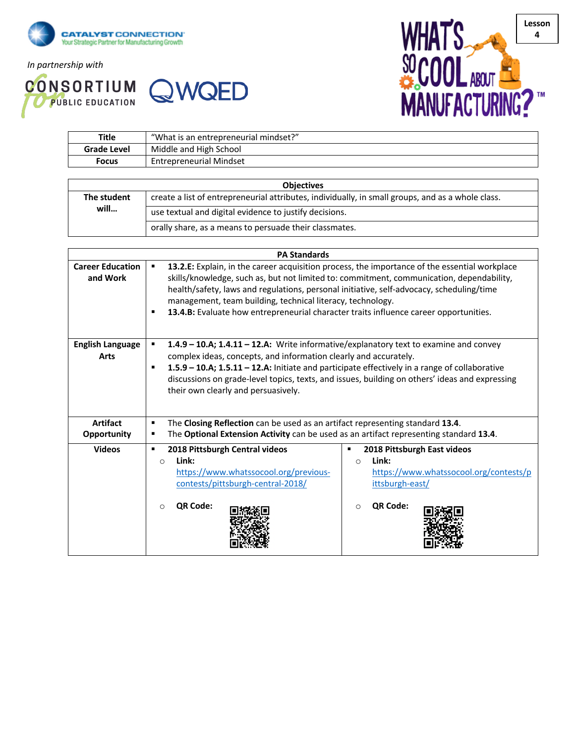In partnership with

Lesson 4

| Title | "What is an entrepreneurial mindset?" |
| --- | --- |
| Grade Level | Middle and High School |
| Focus | Entrepreneurial Mindset |

| Objectives | |
| --- | --- |
| The student will… | create a list of entrepreneurial attributes, individually, in small groups, and as a whole class. |
| | use textual and digital evidence to justify decisions. |
| | orally share, as a means to persuade their classmates. |

| PA Standards | | |
| --- | --- | --- |
| Career Education and Work | ▪ **13.2.E:** Explain, in the career acquisition process, the importance of the essential workplace skills/knowledge, such as, but not limited to: commitment, communication, dependability, health/safety, laws and regulations, personal initiative, self-advocacy, scheduling/time management, team building, technical literacy, technology.<br>▪ **13.4.B:** Evaluate how entrepreneurial character traits influence career opportunities. | |
| English Language Arts | ▪ **1.4.9 – 10.A; 1.4.11 – 12.A:** Write informative/explanatory text to examine and convey complex ideas, concepts, and information clearly and accurately.<br>▪ **1.5.9 – 10.A; 1.5.11 – 12.A:** Initiate and participate effectively in a range of collaborative discussions on grade-level topics, texts, and issues, building on others' ideas and expressing their own clearly and persuasively. | |
| Artifact Opportunity | ▪ The **Closing Reflection** can be used as an artifact representing standard **13.4**.<br>▪ The **Optional Extension Activity** can be used as an artifact representing standard **13.4**. | |
| Videos | ▪ **2018 Pittsburgh Central videos**<br>○ **Link:** https://www.whatssocool.org/previous-contests/pittsburgh-central-2018/<br>○ **QR Code:** | ▪ **2018 Pittsburgh East videos**<br>○ **Link:** https://www.whatssocool.org/contests/pittsburgh-east/<br>○ **QR Code:** |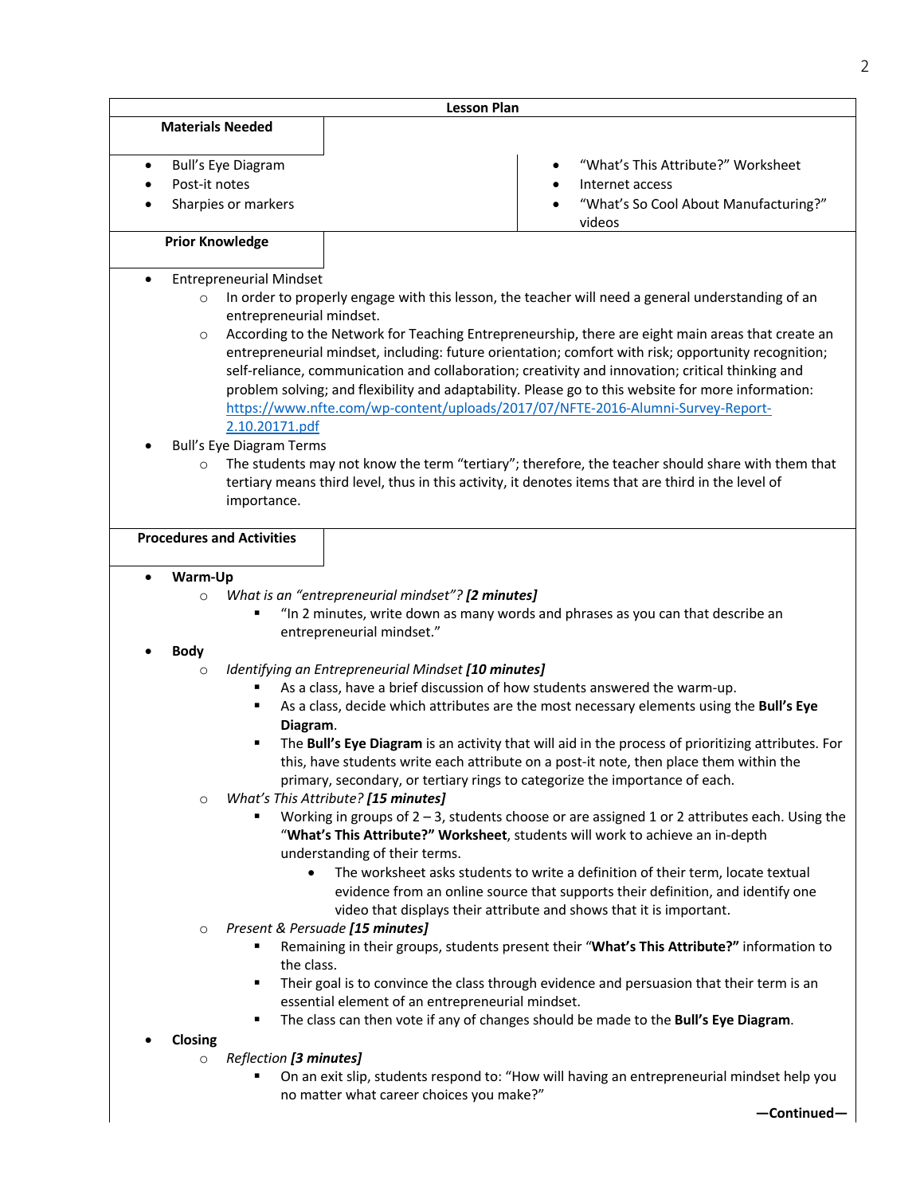**Lesson Plan**

**Materials Needed**

- Bull's Eye Diagram
- Post-it notes
- Sharpies or markers
- "What's This Attribute?" Worksheet
- Internet access
- "What's So Cool About Manufacturing?" videos

**Prior Knowledge**

- Entrepreneurial Mindset
  - In order to properly engage with this lesson, the teacher will need a general understanding of an entrepreneurial mindset.
  - According to the Network for Teaching Entrepreneurship, there are eight main areas that create an entrepreneurial mindset, including: future orientation; comfort with risk; opportunity recognition; self-reliance, communication and collaboration; creativity and innovation; critical thinking and problem solving; and flexibility and adaptability. Please go to this website for more information: https://www.nfte.com/wp-content/uploads/2017/07/NFTE-2016-Alumni-Survey-Report-2.10.20171.pdf
- Bull's Eye Diagram Terms
  - The students may not know the term "tertiary"; therefore, the teacher should share with them that tertiary means third level, thus in this activity, it denotes items that are third in the level of importance.

**Procedures and Activities**

- **Warm-Up**
  - *What is an "entrepreneurial mindset"? **[2 minutes]***
    - "In 2 minutes, write down as many words and phrases as you can that describe an entrepreneurial mindset."
- **Body**
  - *Identifying an Entrepreneurial Mindset **[10 minutes]***
    - As a class, have a brief discussion of how students answered the warm-up.
    - As a class, decide which attributes are the most necessary elements using the **Bull's Eye Diagram**.
    - The **Bull's Eye Diagram** is an activity that will aid in the process of prioritizing attributes. For this, have students write each attribute on a post-it note, then place them within the primary, secondary, or tertiary rings to categorize the importance of each.
  - *What's This Attribute? **[15 minutes]***
    - Working in groups of 2 – 3, students choose or are assigned 1 or 2 attributes each. Using the "**What's This Attribute?" Worksheet**, students will work to achieve an in-depth understanding of their terms.
      - The worksheet asks students to write a definition of their term, locate textual evidence from an online source that supports their definition, and identify one video that displays their attribute and shows that it is important.
  - *Present & Persuade **[15 minutes]***
    - Remaining in their groups, students present their "**What's This Attribute?"** information to the class.
    - Their goal is to convince the class through evidence and persuasion that their term is an essential element of an entrepreneurial mindset.
    - The class can then vote if any of changes should be made to the **Bull's Eye Diagram**.
- **Closing**
  - *Reflection **[3 minutes]***
    - On an exit slip, students respond to: "How will having an entrepreneurial mindset help you no matter what career choices you make?"

**—Continued—**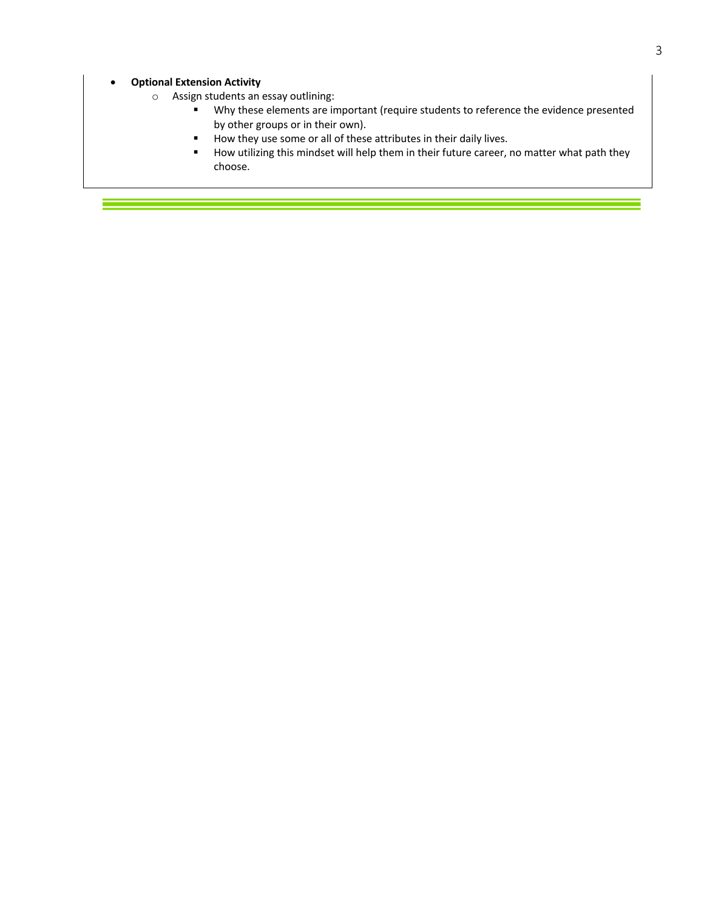- **Optional Extension Activity**
    - Assign students an essay outlining:
        - Why these elements are important (require students to reference the evidence presented by other groups or in their own).
        - How they use some or all of these attributes in their daily lives.
        - How utilizing this mindset will help them in their future career, no matter what path they choose.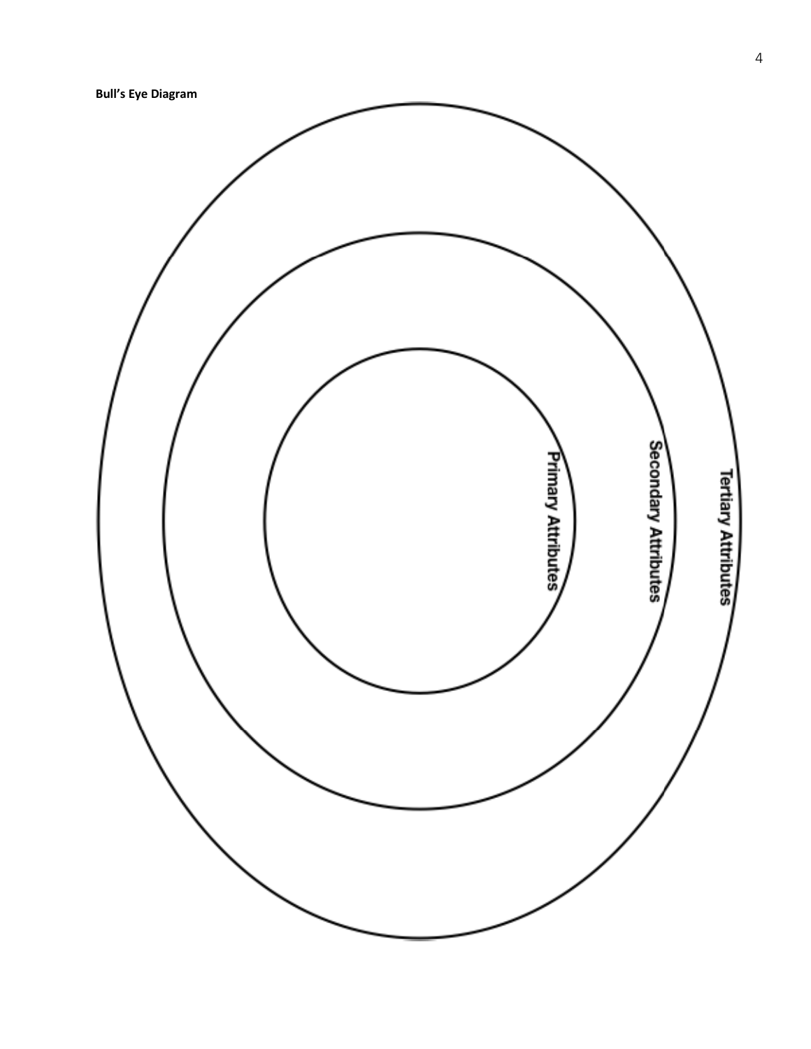**Bull's Eye Diagram**

Primary Attributes

Secondary Attributes

Tertiary Attributes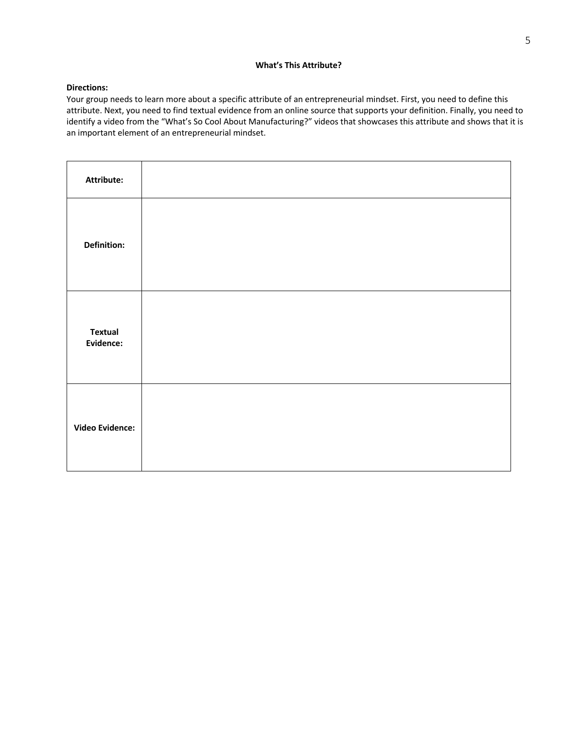## What's This Attribute?

**Directions:**
Your group needs to learn more about a specific attribute of an entrepreneurial mindset. First, you need to define this attribute. Next, you need to find textual evidence from an online source that supports your definition. Finally, you need to identify a video from the "What's So Cool About Manufacturing?" videos that showcases this attribute and shows that it is an important element of an entrepreneurial mindset.

| | |
|---|---|
| **Attribute:** | |
| **Definition:** | |
| **Textual Evidence:** | |
| **Video Evidence:** | |